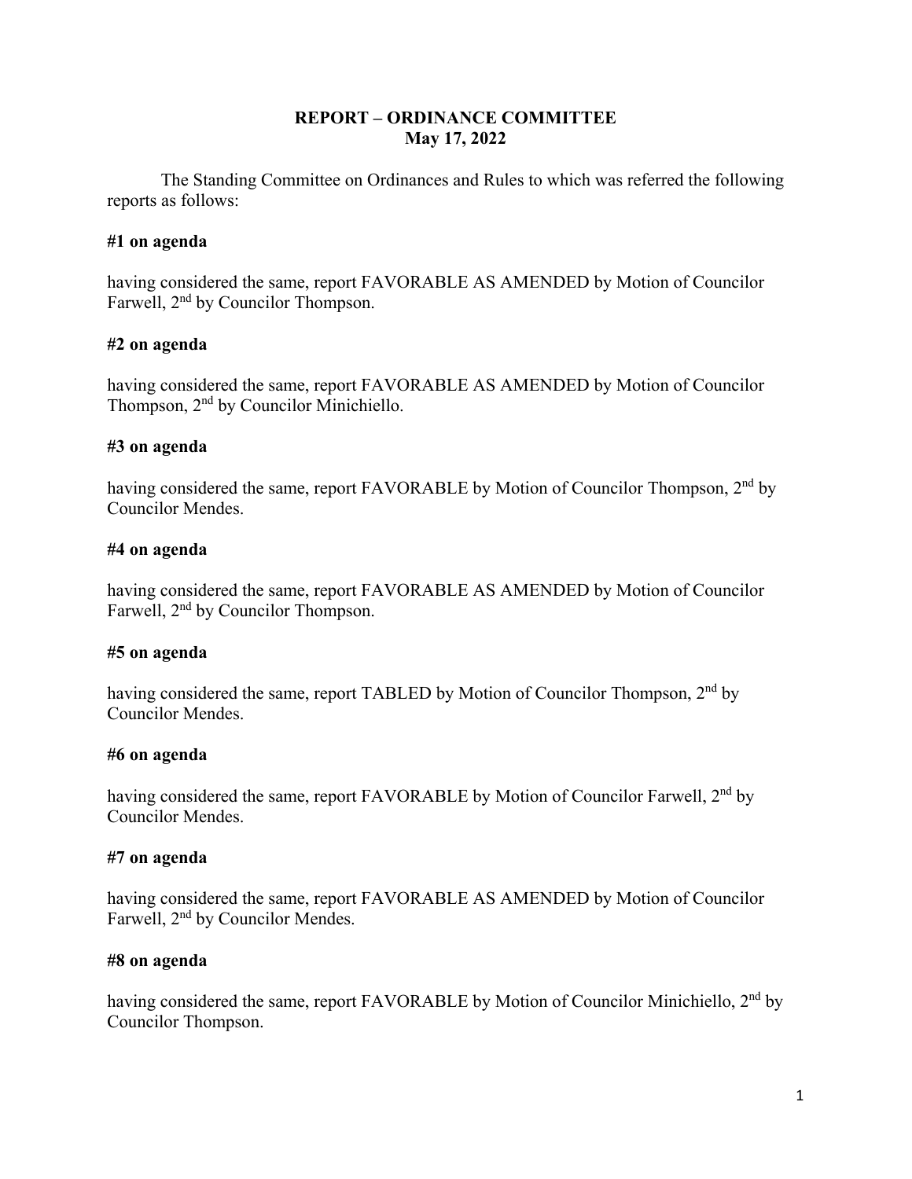# REPORT – ORDINANCE COMMITTEE
## May 17, 2022

The Standing Committee on Ordinances and Rules to which was referred the following reports as follows:

**#1 on agenda**

having considered the same, report FAVORABLE AS AMENDED by Motion of Councilor Farwell, 2nd by Councilor Thompson.

**#2 on agenda**

having considered the same, report FAVORABLE AS AMENDED by Motion of Councilor Thompson, 2nd by Councilor Minichiello.

**#3 on agenda**

having considered the same, report FAVORABLE by Motion of Councilor Thompson, 2nd by Councilor Mendes.

**#4 on agenda**

having considered the same, report FAVORABLE AS AMENDED by Motion of Councilor Farwell, 2nd by Councilor Thompson.

**#5 on agenda**

having considered the same, report TABLED by Motion of Councilor Thompson, 2nd by Councilor Mendes.

**#6 on agenda**

having considered the same, report FAVORABLE by Motion of Councilor Farwell, 2nd by Councilor Mendes.

**#7 on agenda**

having considered the same, report FAVORABLE AS AMENDED by Motion of Councilor Farwell, 2nd by Councilor Mendes.

**#8 on agenda**

having considered the same, report FAVORABLE by Motion of Councilor Minichiello, 2nd by Councilor Thompson.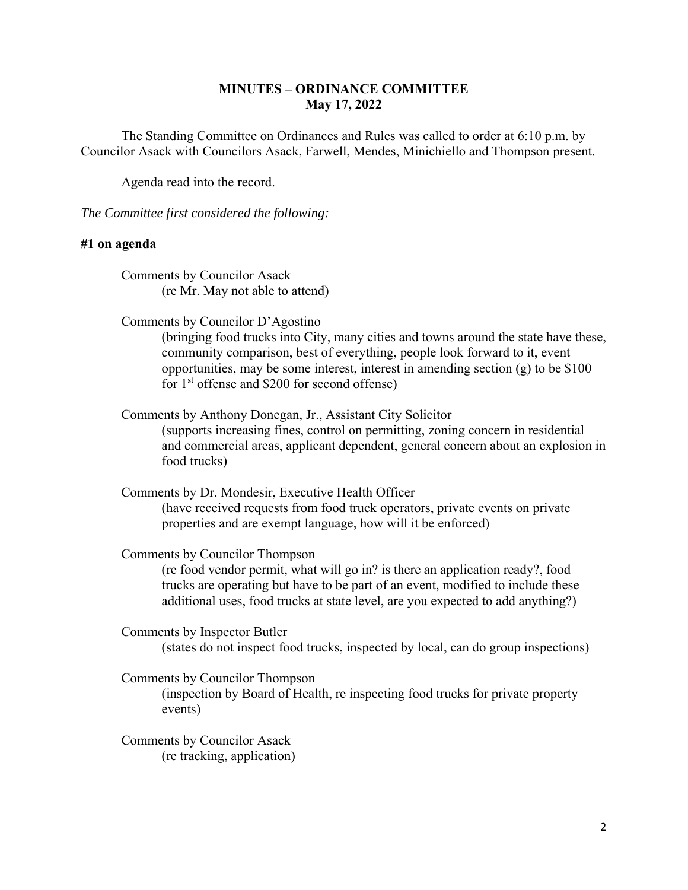# MINUTES – ORDINANCE COMMITTEE
## May 17, 2022

The Standing Committee on Ordinances and Rules was called to order at 6:10 p.m. by Councilor Asack with Councilors Asack, Farwell, Mendes, Minichiello and Thompson present.

Agenda read into the record.

*The Committee first considered the following:*

**#1 on agenda**

Comments by Councilor Asack
(re Mr. May not able to attend)

Comments by Councilor D'Agostino
(bringing food trucks into City, many cities and towns around the state have these, community comparison, best of everything, people look forward to it, event opportunities, may be some interest, interest in amending section (g) to be $100 for 1st offense and $200 for second offense)

Comments by Anthony Donegan, Jr., Assistant City Solicitor
(supports increasing fines, control on permitting, zoning concern in residential and commercial areas, applicant dependent, general concern about an explosion in food trucks)

Comments by Dr. Mondesir, Executive Health Officer
(have received requests from food truck operators, private events on private properties and are exempt language, how will it be enforced)

Comments by Councilor Thompson
(re food vendor permit, what will go in? is there an application ready?, food trucks are operating but have to be part of an event, modified to include these additional uses, food trucks at state level, are you expected to add anything?)

Comments by Inspector Butler
(states do not inspect food trucks, inspected by local, can do group inspections)

Comments by Councilor Thompson
(inspection by Board of Health, re inspecting food trucks for private property events)

Comments by Councilor Asack
(re tracking, application)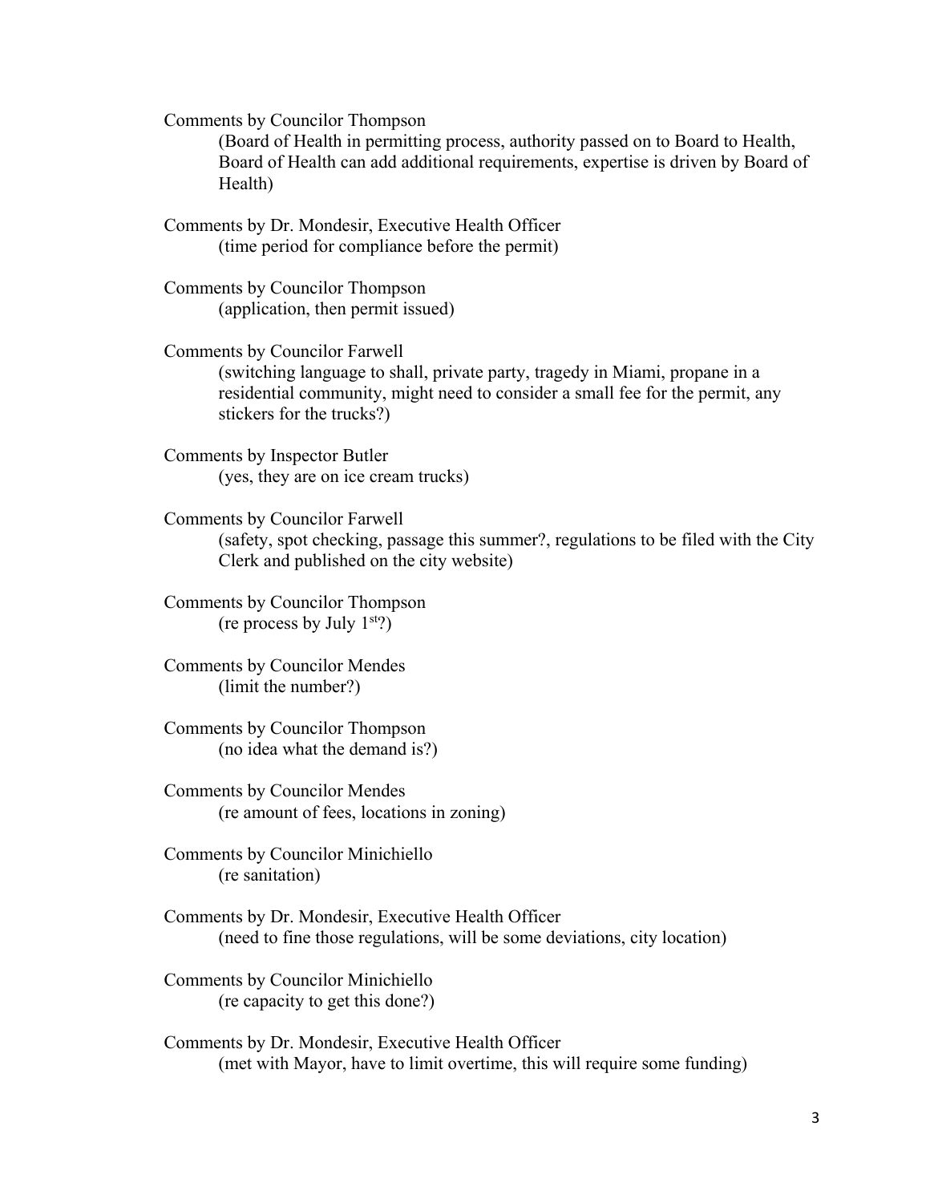Comments by Councilor Thompson

(Board of Health in permitting process, authority passed on to Board to Health, Board of Health can add additional requirements, expertise is driven by Board of Health)

Comments by Dr. Mondesir, Executive Health Officer

(time period for compliance before the permit)

Comments by Councilor Thompson

(application, then permit issued)

Comments by Councilor Farwell

(switching language to shall, private party, tragedy in Miami, propane in a residential community, might need to consider a small fee for the permit, any stickers for the trucks?)

Comments by Inspector Butler

(yes, they are on ice cream trucks)

Comments by Councilor Farwell

(safety, spot checking, passage this summer?, regulations to be filed with the City Clerk and published on the city website)

Comments by Councilor Thompson

(re process by July 1st?)

Comments by Councilor Mendes

(limit the number?)

Comments by Councilor Thompson

(no idea what the demand is?)

Comments by Councilor Mendes

(re amount of fees, locations in zoning)

Comments by Councilor Minichiello

(re sanitation)

Comments by Dr. Mondesir, Executive Health Officer

(need to fine those regulations, will be some deviations, city location)

Comments by Councilor Minichiello

(re capacity to get this done?)

Comments by Dr. Mondesir, Executive Health Officer

(met with Mayor, have to limit overtime, this will require some funding)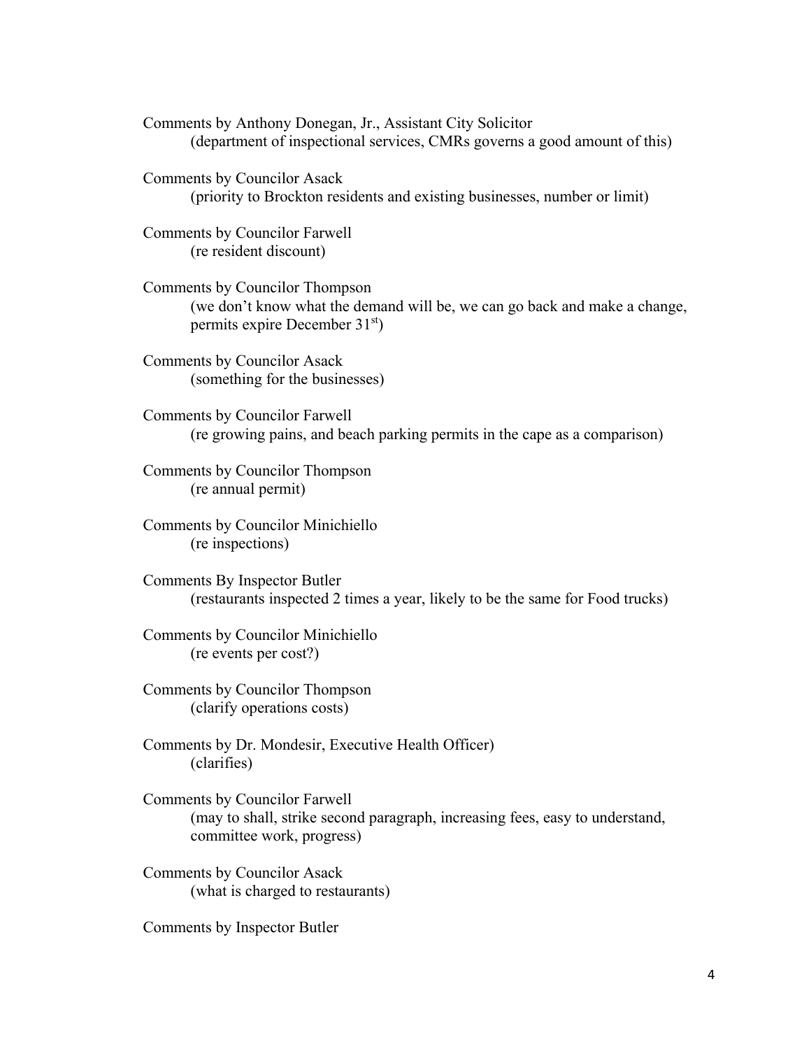Comments by Anthony Donegan, Jr., Assistant City Solicitor
(department of inspectional services, CMRs governs a good amount of this)

Comments by Councilor Asack
(priority to Brockton residents and existing businesses, number or limit)

Comments by Councilor Farwell
(re resident discount)

Comments by Councilor Thompson
(we don't know what the demand will be, we can go back and make a change, permits expire December 31st)

Comments by Councilor Asack
(something for the businesses)

Comments by Councilor Farwell
(re growing pains, and beach parking permits in the cape as a comparison)

Comments by Councilor Thompson
(re annual permit)

Comments by Councilor Minichiello
(re inspections)

Comments By Inspector Butler
(restaurants inspected 2 times a year, likely to be the same for Food trucks)

Comments by Councilor Minichiello
(re events per cost?)

Comments by Councilor Thompson
(clarify operations costs)

Comments by Dr. Mondesir, Executive Health Officer)
(clarifies)

Comments by Councilor Farwell
(may to shall, strike second paragraph, increasing fees, easy to understand, committee work, progress)

Comments by Councilor Asack
(what is charged to restaurants)

Comments by Inspector Butler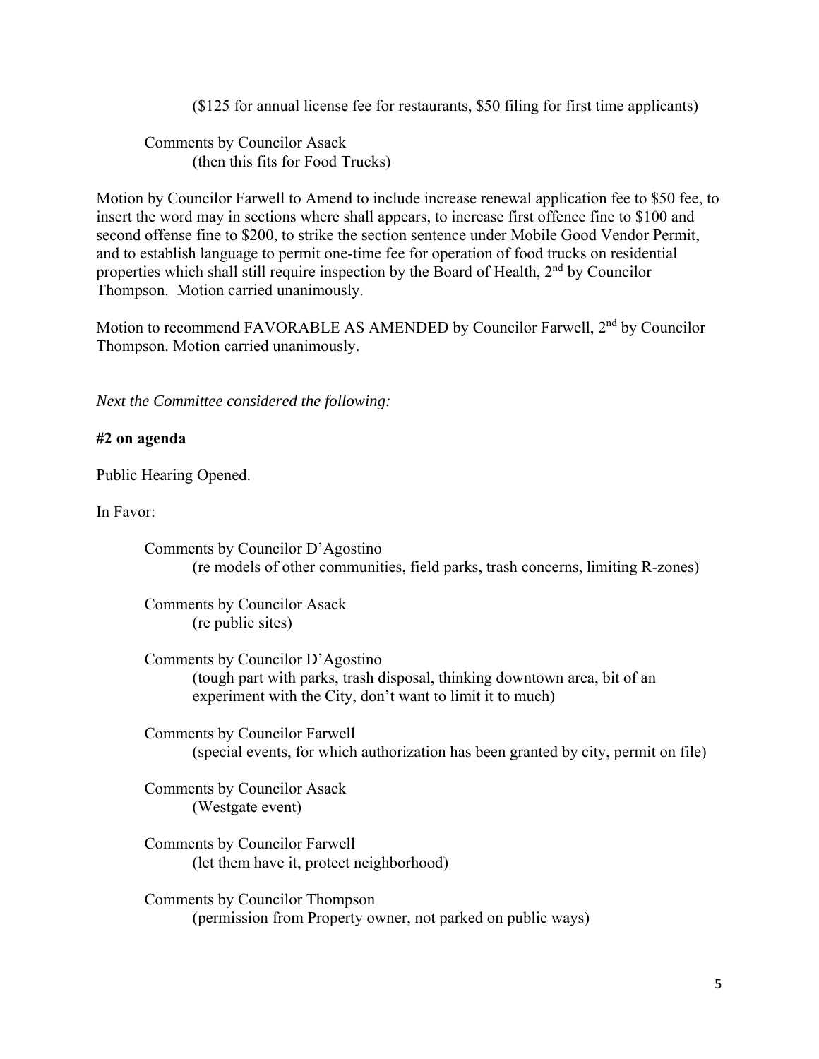($125 for annual license fee for restaurants, $50 filing for first time applicants)

Comments by Councilor Asack
(then this fits for Food Trucks)

Motion by Councilor Farwell to Amend to include increase renewal application fee to $50 fee, to insert the word may in sections where shall appears, to increase first offence fine to $100 and second offense fine to $200, to strike the section sentence under Mobile Good Vendor Permit, and to establish language to permit one-time fee for operation of food trucks on residential properties which shall still require inspection by the Board of Health, 2nd by Councilor Thompson. Motion carried unanimously.

Motion to recommend FAVORABLE AS AMENDED by Councilor Farwell, 2nd by Councilor Thompson. Motion carried unanimously.

*Next the Committee considered the following:*

**#2 on agenda**

Public Hearing Opened.

In Favor:

Comments by Councilor D'Agostino
(re models of other communities, field parks, trash concerns, limiting R-zones)

Comments by Councilor Asack
(re public sites)

Comments by Councilor D'Agostino
(tough part with parks, trash disposal, thinking downtown area, bit of an experiment with the City, don't want to limit it to much)

Comments by Councilor Farwell
(special events, for which authorization has been granted by city, permit on file)

Comments by Councilor Asack
(Westgate event)

Comments by Councilor Farwell
(let them have it, protect neighborhood)

Comments by Councilor Thompson
(permission from Property owner, not parked on public ways)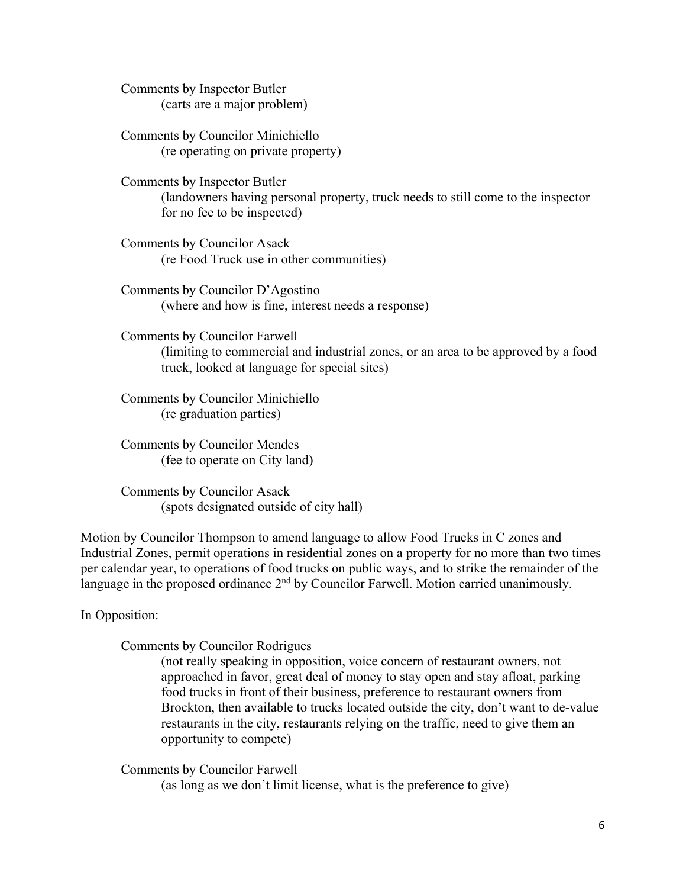Comments by Inspector Butler
(carts are a major problem)

Comments by Councilor Minichiello
(re operating on private property)

Comments by Inspector Butler
(landowners having personal property, truck needs to still come to the inspector for no fee to be inspected)

Comments by Councilor Asack
(re Food Truck use in other communities)

Comments by Councilor D'Agostino
(where and how is fine, interest needs a response)

Comments by Councilor Farwell
(limiting to commercial and industrial zones, or an area to be approved by a food truck, looked at language for special sites)

Comments by Councilor Minichiello
(re graduation parties)

Comments by Councilor Mendes
(fee to operate on City land)

Comments by Councilor Asack
(spots designated outside of city hall)

Motion by Councilor Thompson to amend language to allow Food Trucks in C zones and Industrial Zones, permit operations in residential zones on a property for no more than two times per calendar year, to operations of food trucks on public ways, and to strike the remainder of the language in the proposed ordinance 2nd by Councilor Farwell. Motion carried unanimously.

In Opposition:

Comments by Councilor Rodrigues
(not really speaking in opposition, voice concern of restaurant owners, not approached in favor, great deal of money to stay open and stay afloat, parking food trucks in front of their business, preference to restaurant owners from Brockton, then available to trucks located outside the city, don't want to de-value restaurants in the city, restaurants relying on the traffic, need to give them an opportunity to compete)

Comments by Councilor Farwell
(as long as we don't limit license, what is the preference to give)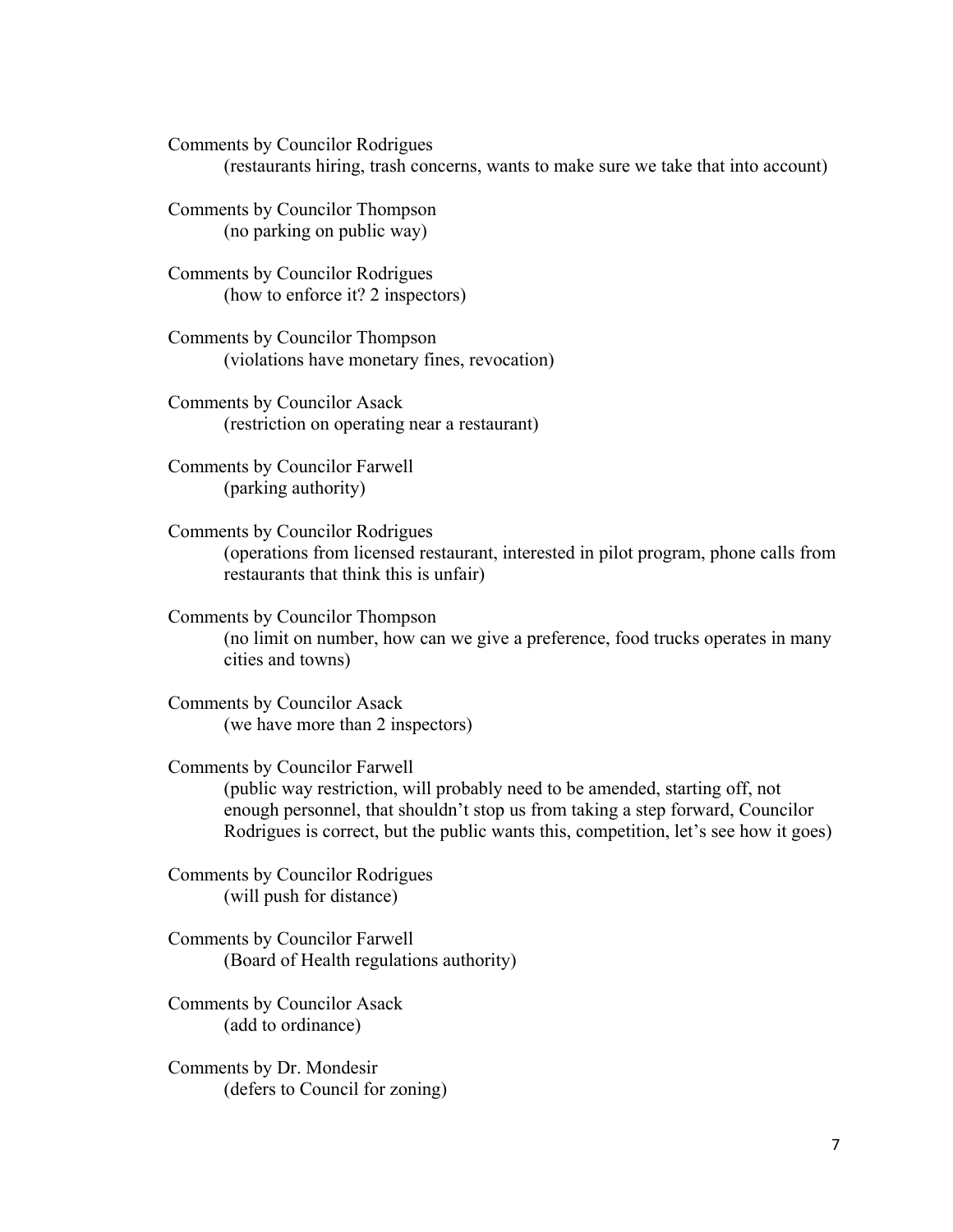Comments by Councilor Rodrigues
    (restaurants hiring, trash concerns, wants to make sure we take that into account)

Comments by Councilor Thompson
    (no parking on public way)

Comments by Councilor Rodrigues
    (how to enforce it? 2 inspectors)

Comments by Councilor Thompson
    (violations have monetary fines, revocation)

Comments by Councilor Asack
    (restriction on operating near a restaurant)

Comments by Councilor Farwell
    (parking authority)

Comments by Councilor Rodrigues
    (operations from licensed restaurant, interested in pilot program, phone calls from restaurants that think this is unfair)

Comments by Councilor Thompson
    (no limit on number, how can we give a preference, food trucks operates in many cities and towns)

Comments by Councilor Asack
    (we have more than 2 inspectors)

Comments by Councilor Farwell
    (public way restriction, will probably need to be amended, starting off, not enough personnel, that shouldn't stop us from taking a step forward, Councilor Rodrigues is correct, but the public wants this, competition, let's see how it goes)

Comments by Councilor Rodrigues
    (will push for distance)

Comments by Councilor Farwell
    (Board of Health regulations authority)

Comments by Councilor Asack
    (add to ordinance)

Comments by Dr. Mondesir
    (defers to Council for zoning)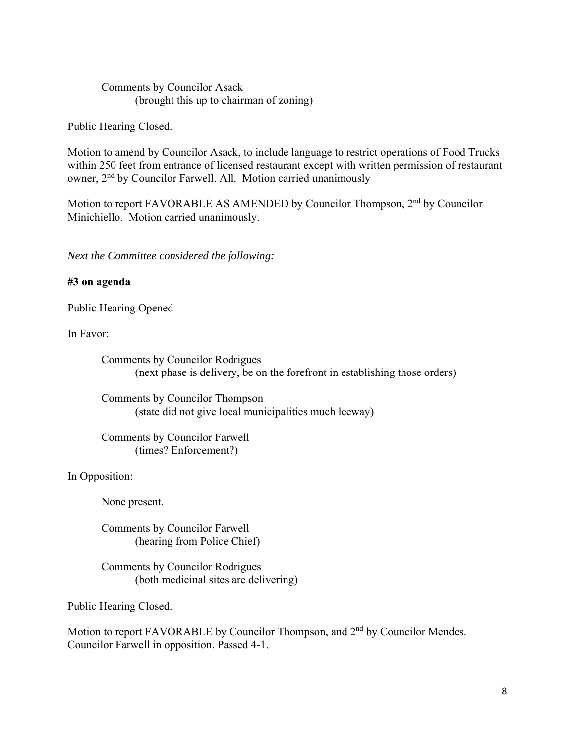Comments by Councilor Asack
(brought this up to chairman of zoning)

Public Hearing Closed.

Motion to amend by Councilor Asack, to include language to restrict operations of Food Trucks within 250 feet from entrance of licensed restaurant except with written permission of restaurant owner, 2nd by Councilor Farwell. All. Motion carried unanimously

Motion to report FAVORABLE AS AMENDED by Councilor Thompson, 2nd by Councilor Minichiello. Motion carried unanimously.

*Next the Committee considered the following:*

**#3 on agenda**

Public Hearing Opened

In Favor:

Comments by Councilor Rodrigues
(next phase is delivery, be on the forefront in establishing those orders)

Comments by Councilor Thompson
(state did not give local municipalities much leeway)

Comments by Councilor Farwell
(times? Enforcement?)

In Opposition:

None present.

Comments by Councilor Farwell
(hearing from Police Chief)

Comments by Councilor Rodrigues
(both medicinal sites are delivering)

Public Hearing Closed.

Motion to report FAVORABLE by Councilor Thompson, and 2nd by Councilor Mendes. Councilor Farwell in opposition. Passed 4-1.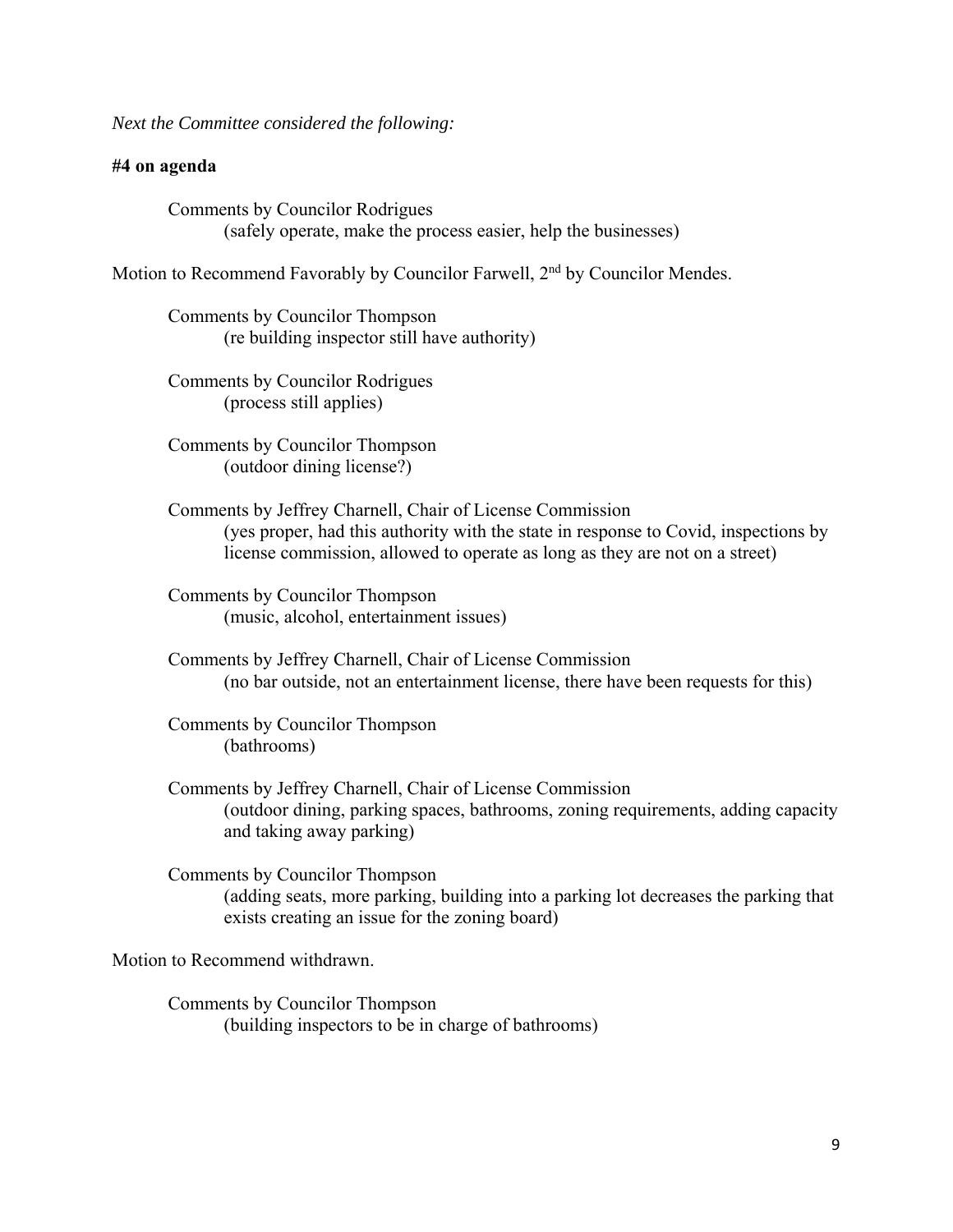*Next the Committee considered the following:*

**#4 on agenda**

Comments by Councilor Rodrigues
(safely operate, make the process easier, help the businesses)

Motion to Recommend Favorably by Councilor Farwell, 2nd by Councilor Mendes.

Comments by Councilor Thompson
(re building inspector still have authority)

Comments by Councilor Rodrigues
(process still applies)

Comments by Councilor Thompson
(outdoor dining license?)

Comments by Jeffrey Charnell, Chair of License Commission
(yes proper, had this authority with the state in response to Covid, inspections by license commission, allowed to operate as long as they are not on a street)

Comments by Councilor Thompson
(music, alcohol, entertainment issues)

Comments by Jeffrey Charnell, Chair of License Commission
(no bar outside, not an entertainment license, there have been requests for this)

Comments by Councilor Thompson
(bathrooms)

Comments by Jeffrey Charnell, Chair of License Commission
(outdoor dining, parking spaces, bathrooms, zoning requirements, adding capacity and taking away parking)

Comments by Councilor Thompson
(adding seats, more parking, building into a parking lot decreases the parking that exists creating an issue for the zoning board)

Motion to Recommend withdrawn.

Comments by Councilor Thompson
(building inspectors to be in charge of bathrooms)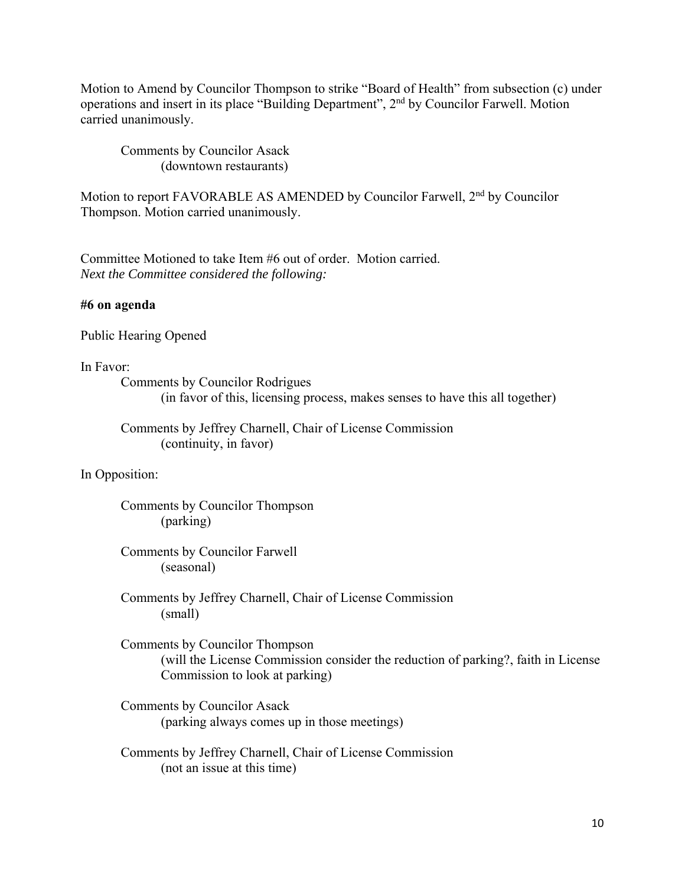Motion to Amend by Councilor Thompson to strike "Board of Health" from subsection (c) under operations and insert in its place "Building Department", 2nd by Councilor Farwell. Motion carried unanimously.

Comments by Councilor Asack
(downtown restaurants)

Motion to report FAVORABLE AS AMENDED by Councilor Farwell, 2nd by Councilor Thompson. Motion carried unanimously.

Committee Motioned to take Item #6 out of order. Motion carried.
*Next the Committee considered the following:*

**#6 on agenda**

Public Hearing Opened

In Favor:

Comments by Councilor Rodrigues
(in favor of this, licensing process, makes senses to have this all together)

Comments by Jeffrey Charnell, Chair of License Commission
(continuity, in favor)

In Opposition:

Comments by Councilor Thompson
(parking)

Comments by Councilor Farwell
(seasonal)

Comments by Jeffrey Charnell, Chair of License Commission
(small)

Comments by Councilor Thompson
(will the License Commission consider the reduction of parking?, faith in License Commission to look at parking)

Comments by Councilor Asack
(parking always comes up in those meetings)

Comments by Jeffrey Charnell, Chair of License Commission
(not an issue at this time)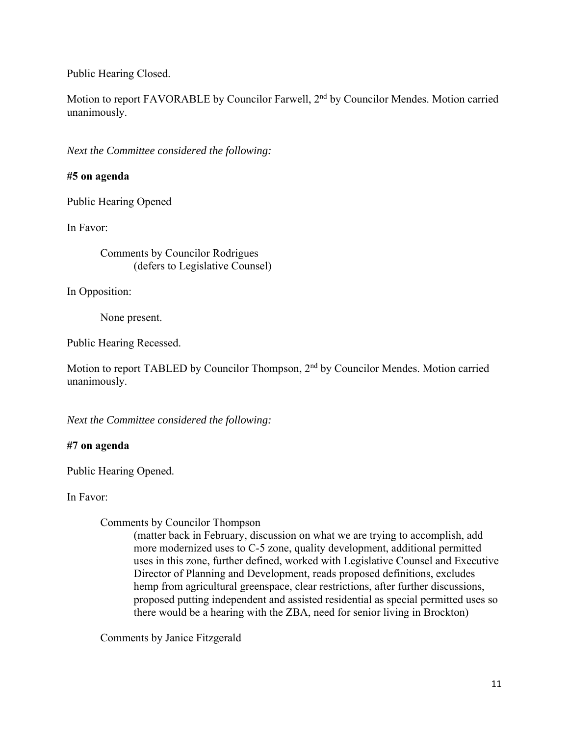Public Hearing Closed.

Motion to report FAVORABLE by Councilor Farwell, 2nd by Councilor Mendes. Motion carried unanimously.

*Next the Committee considered the following:*

**#5 on agenda**

Public Hearing Opened

In Favor:

> Comments by Councilor Rodrigues
> (defers to Legislative Counsel)

In Opposition:

> None present.

Public Hearing Recessed.

Motion to report TABLED by Councilor Thompson, 2nd by Councilor Mendes. Motion carried unanimously.

*Next the Committee considered the following:*

**#7 on agenda**

Public Hearing Opened.

In Favor:

> Comments by Councilor Thompson
> (matter back in February, discussion on what we are trying to accomplish, add more modernized uses to C-5 zone, quality development, additional permitted uses in this zone, further defined, worked with Legislative Counsel and Executive Director of Planning and Development, reads proposed definitions, excludes hemp from agricultural greenspace, clear restrictions, after further discussions, proposed putting independent and assisted residential as special permitted uses so there would be a hearing with the ZBA, need for senior living in Brockton)
>
> Comments by Janice Fitzgerald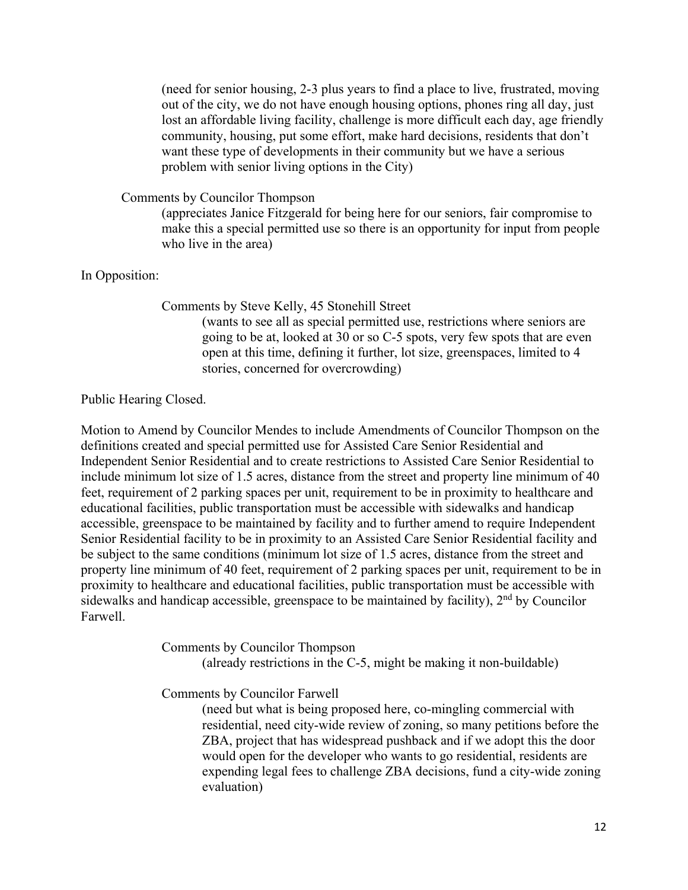(need for senior housing, 2-3 plus years to find a place to live, frustrated, moving out of the city, we do not have enough housing options, phones ring all day, just lost an affordable living facility, challenge is more difficult each day, age friendly community, housing, put some effort, make hard decisions, residents that don't want these type of developments in their community but we have a serious problem with senior living options in the City)

Comments by Councilor Thompson

(appreciates Janice Fitzgerald for being here for our seniors, fair compromise to make this a special permitted use so there is an opportunity for input from people who live in the area)

In Opposition:

Comments by Steve Kelly, 45 Stonehill Street

(wants to see all as special permitted use, restrictions where seniors are going to be at, looked at 30 or so C-5 spots, very few spots that are even open at this time, defining it further, lot size, greenspaces, limited to 4 stories, concerned for overcrowding)

Public Hearing Closed.

Motion to Amend by Councilor Mendes to include Amendments of Councilor Thompson on the definitions created and special permitted use for Assisted Care Senior Residential and Independent Senior Residential and to create restrictions to Assisted Care Senior Residential to include minimum lot size of 1.5 acres, distance from the street and property line minimum of 40 feet, requirement of 2 parking spaces per unit, requirement to be in proximity to healthcare and educational facilities, public transportation must be accessible with sidewalks and handicap accessible, greenspace to be maintained by facility and to further amend to require Independent Senior Residential facility to be in proximity to an Assisted Care Senior Residential facility and be subject to the same conditions (minimum lot size of 1.5 acres, distance from the street and property line minimum of 40 feet, requirement of 2 parking spaces per unit, requirement to be in proximity to healthcare and educational facilities, public transportation must be accessible with sidewalks and handicap accessible, greenspace to be maintained by facility), 2nd by Councilor Farwell.

Comments by Councilor Thompson

(already restrictions in the C-5, might be making it non-buildable)

Comments by Councilor Farwell

(need but what is being proposed here, co-mingling commercial with residential, need city-wide review of zoning, so many petitions before the ZBA, project that has widespread pushback and if we adopt this the door would open for the developer who wants to go residential, residents are expending legal fees to challenge ZBA decisions, fund a city-wide zoning evaluation)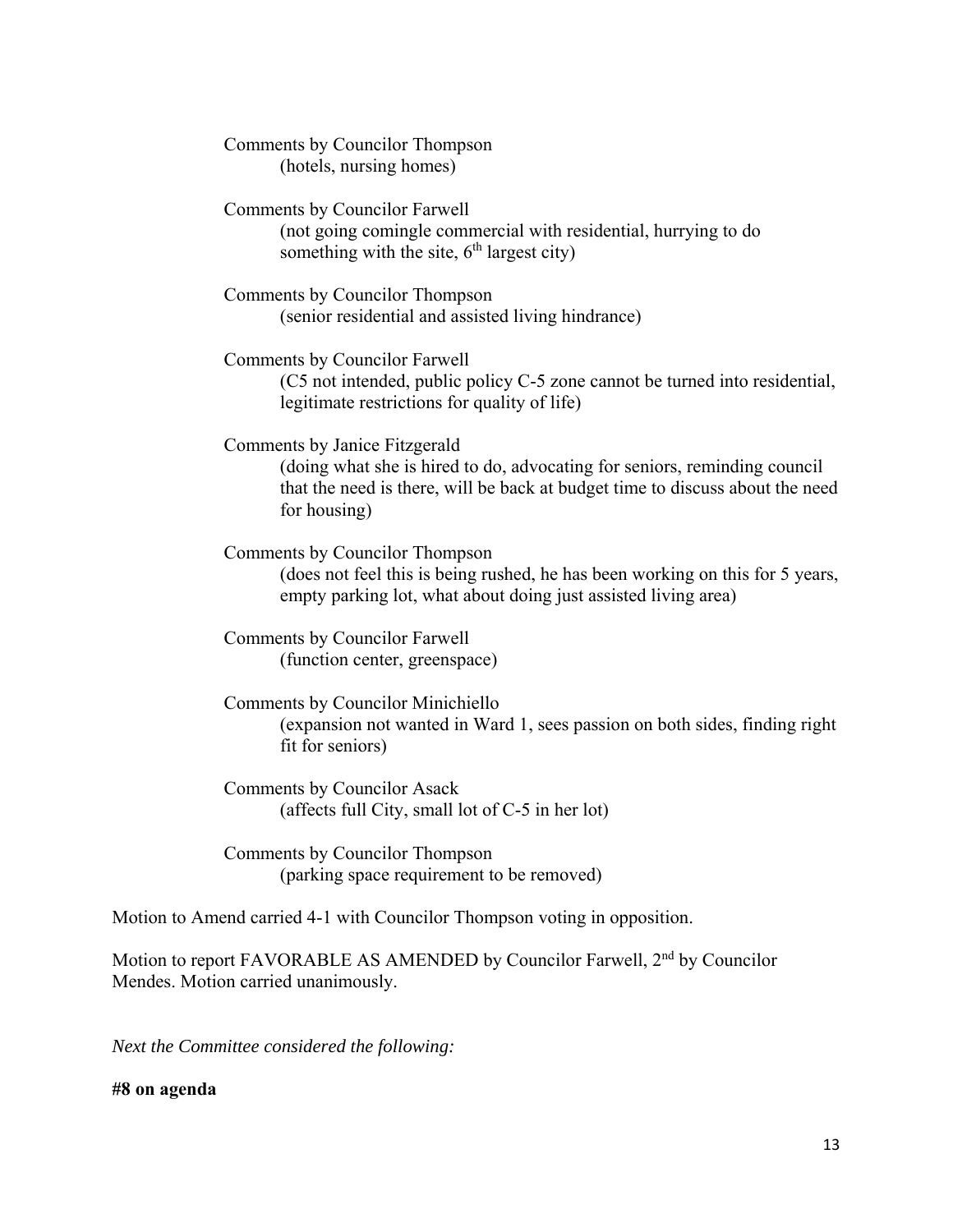Comments by Councilor Thompson
(hotels, nursing homes)

Comments by Councilor Farwell
(not going comingle commercial with residential, hurrying to do something with the site, 6th largest city)

Comments by Councilor Thompson
(senior residential and assisted living hindrance)

Comments by Councilor Farwell
(C5 not intended, public policy C-5 zone cannot be turned into residential, legitimate restrictions for quality of life)

Comments by Janice Fitzgerald
(doing what she is hired to do, advocating for seniors, reminding council that the need is there, will be back at budget time to discuss about the need for housing)

Comments by Councilor Thompson
(does not feel this is being rushed, he has been working on this for 5 years, empty parking lot, what about doing just assisted living area)

Comments by Councilor Farwell
(function center, greenspace)

Comments by Councilor Minichiello
(expansion not wanted in Ward 1, sees passion on both sides, finding right fit for seniors)

Comments by Councilor Asack
(affects full City, small lot of C-5 in her lot)

Comments by Councilor Thompson
(parking space requirement to be removed)

Motion to Amend carried 4-1 with Councilor Thompson voting in opposition.

Motion to report FAVORABLE AS AMENDED by Councilor Farwell, 2nd by Councilor Mendes. Motion carried unanimously.

*Next the Committee considered the following:*

**#8 on agenda**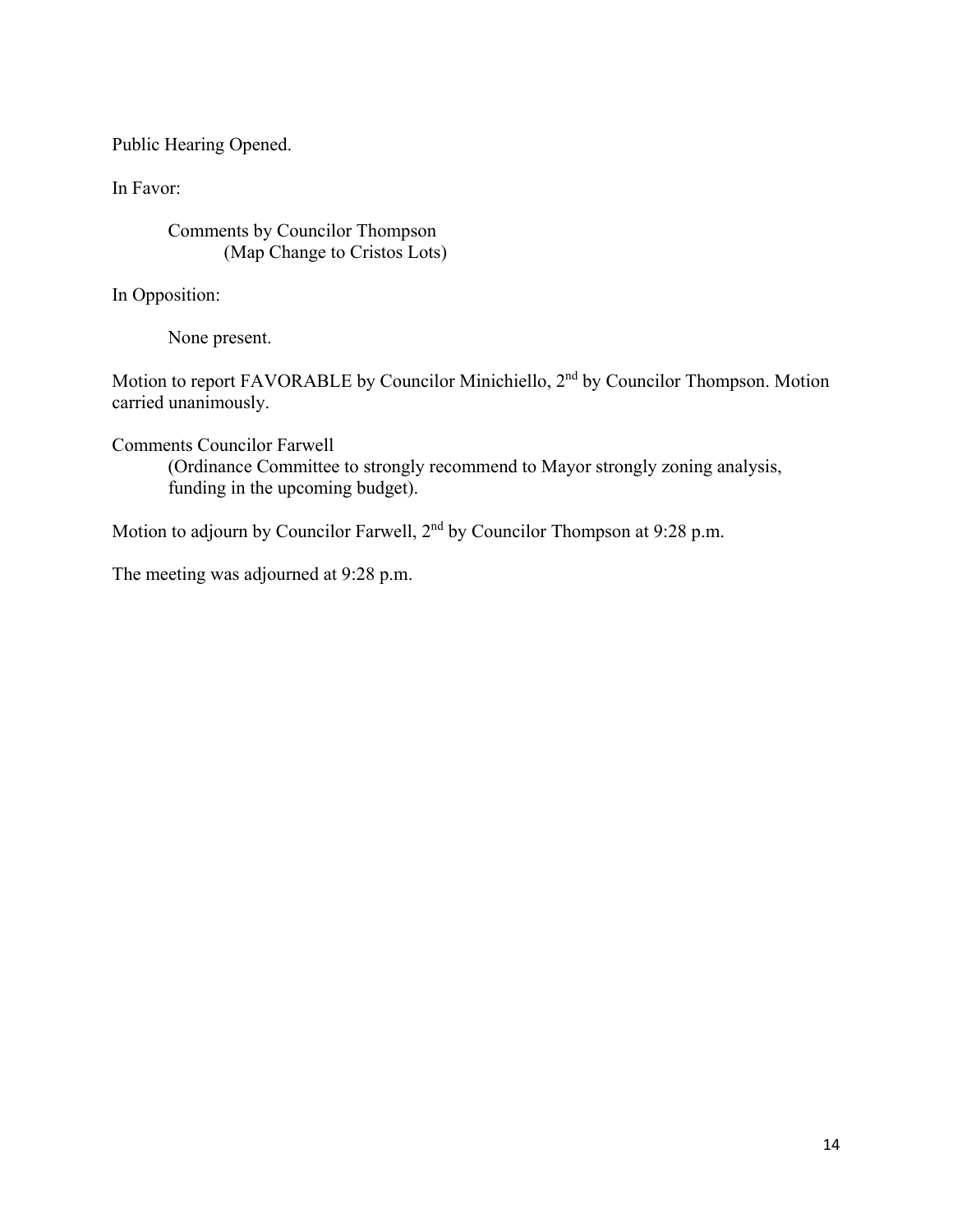Public Hearing Opened.

In Favor:

Comments by Councilor Thompson
(Map Change to Cristos Lots)

In Opposition:

None present.

Motion to report FAVORABLE by Councilor Minichiello, 2nd by Councilor Thompson. Motion carried unanimously.

Comments Councilor Farwell
(Ordinance Committee to strongly recommend to Mayor strongly zoning analysis, funding in the upcoming budget).

Motion to adjourn by Councilor Farwell, 2nd by Councilor Thompson at 9:28 p.m.

The meeting was adjourned at 9:28 p.m.